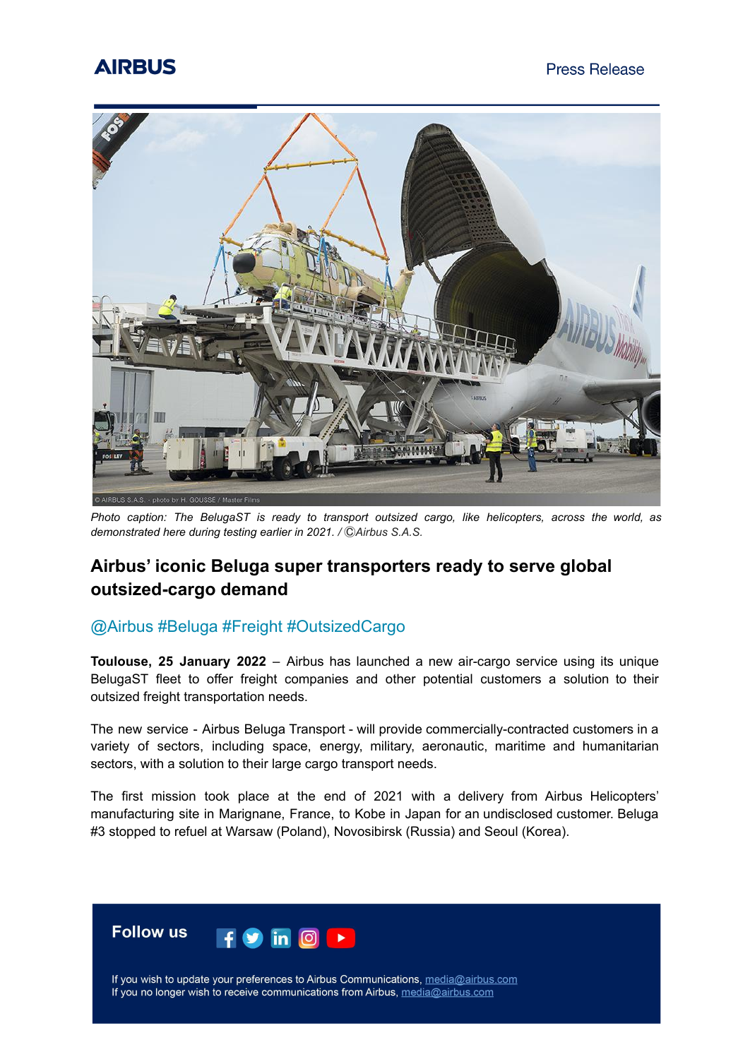AIRBUS

Press Release

*Photo caption: The BelugaST is ready to transport outsized cargo, like helicopters, across the world, as demonstrated here during testing earlier in 2021. / ©Airbus S.A.S.*

## Airbus' iconic Beluga super transporters ready to serve global outsized-cargo demand

@Airbus #Beluga #Freight #OutsizedCargo

**Toulouse, 25 January 2022** – Airbus has launched a new air-cargo service using its unique BelugaST fleet to offer freight companies and other potential customers a solution to their outsized freight transportation needs.

The new service - Airbus Beluga Transport - will provide commercially-contracted customers in a variety of sectors, including space, energy, military, aeronautic, maritime and humanitarian sectors, with a solution to their large cargo transport needs.

The first mission took place at the end of 2021 with a delivery from Airbus Helicopters' manufacturing site in Marignane, France, to Kobe in Japan for an undisclosed customer. Beluga #3 stopped to refuel at Warsaw (Poland), Novosibirsk (Russia) and Seoul (Korea).

**Follow us**

If you wish to update your preferences to Airbus Communications, media@airbus.com
If you no longer wish to receive communications from Airbus, media@airbus.com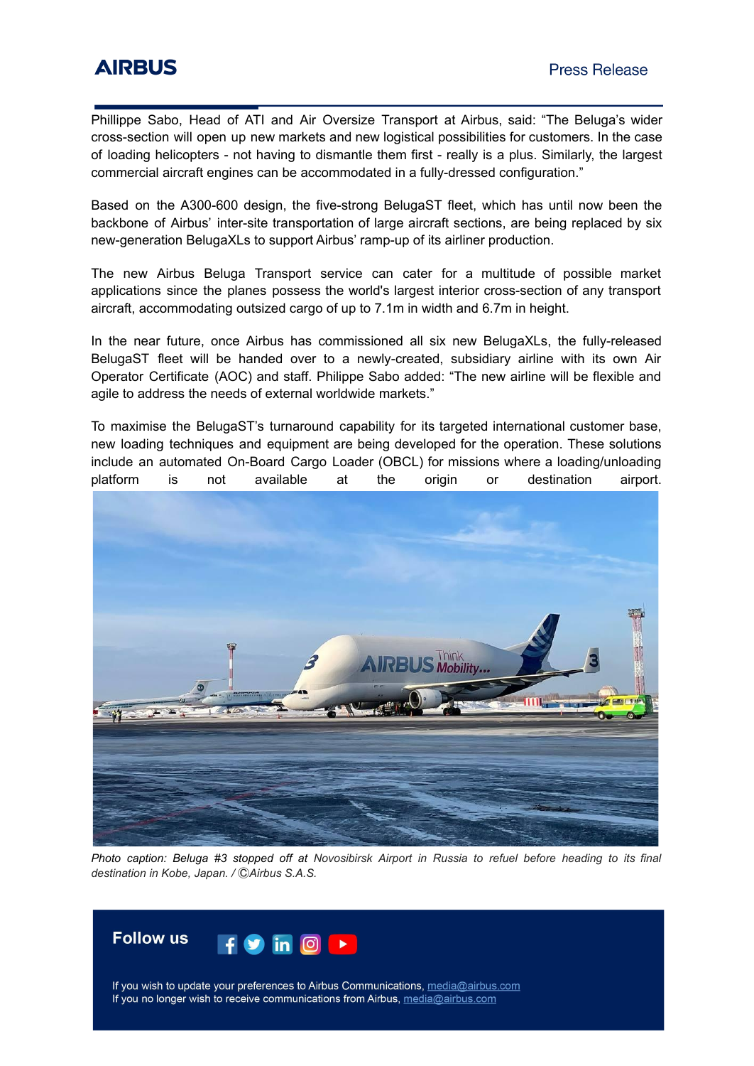Phillippe Sabo, Head of ATI and Air Oversize Transport at Airbus, said: “The Beluga’s wider cross-section will open up new markets and new logistical possibilities for customers. In the case of loading helicopters - not having to dismantle them first - really is a plus. Similarly, the largest commercial aircraft engines can be accommodated in a fully-dressed configuration.”

Based on the A300-600 design, the five-strong BelugaST fleet, which has until now been the backbone of Airbus’ inter-site transportation of large aircraft sections, are being replaced by six new-generation BelugaXLs to support Airbus’ ramp-up of its airliner production.

The new Airbus Beluga Transport service can cater for a multitude of possible market applications since the planes possess the world's largest interior cross-section of any transport aircraft, accommodating outsized cargo of up to 7.1m in width and 6.7m in height.

In the near future, once Airbus has commissioned all six new BelugaXLs, the fully-released BelugaST fleet will be handed over to a newly-created, subsidiary airline with its own Air Operator Certificate (AOC) and staff. Philippe Sabo added: “The new airline will be flexible and agile to address the needs of external worldwide markets.”

To maximise the BelugaST’s turnaround capability for its targeted international customer base, new loading techniques and equipment are being developed for the operation. These solutions include an automated On-Board Cargo Loader (OBCL) for missions where a loading/unloading platform is not available at the origin or destination airport.

*Photo caption: Beluga #3 stopped off at Novosibirsk Airport in Russia to refuel before heading to its final destination in Kobe, Japan. / ©Airbus S.A.S.*

**Follow us**

If you wish to update your preferences to Airbus Communications, media@airbus.com
If you no longer wish to receive communications from Airbus, media@airbus.com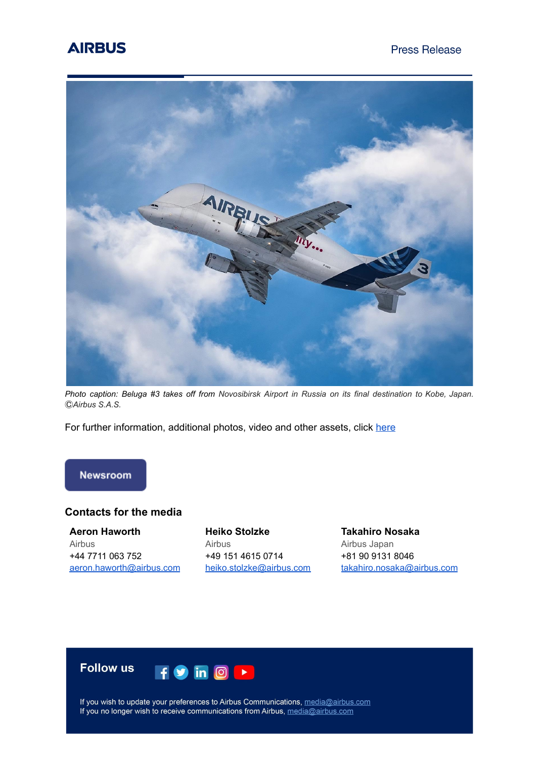*Photo caption: Beluga #3 takes off from Novosibirsk Airport in Russia on its final destination to Kobe, Japan. ©Airbus S.A.S.*

For further information, additional photos, video and other assets, click [here]

Newsroom

## Contacts for the media

**Aeron Haworth**
Airbus
+44 7711 063 752
aeron.haworth@airbus.com

**Heiko Stolzke**
Airbus
+49 151 4615 0714
heiko.stolzke@airbus.com

**Takahiro Nosaka**
Airbus Japan
+81 90 9131 8046
takahiro.nosaka@airbus.com

**Follow us**

If you wish to update your preferences to Airbus Communications, media@airbus.com
If you no longer wish to receive communications from Airbus, media@airbus.com